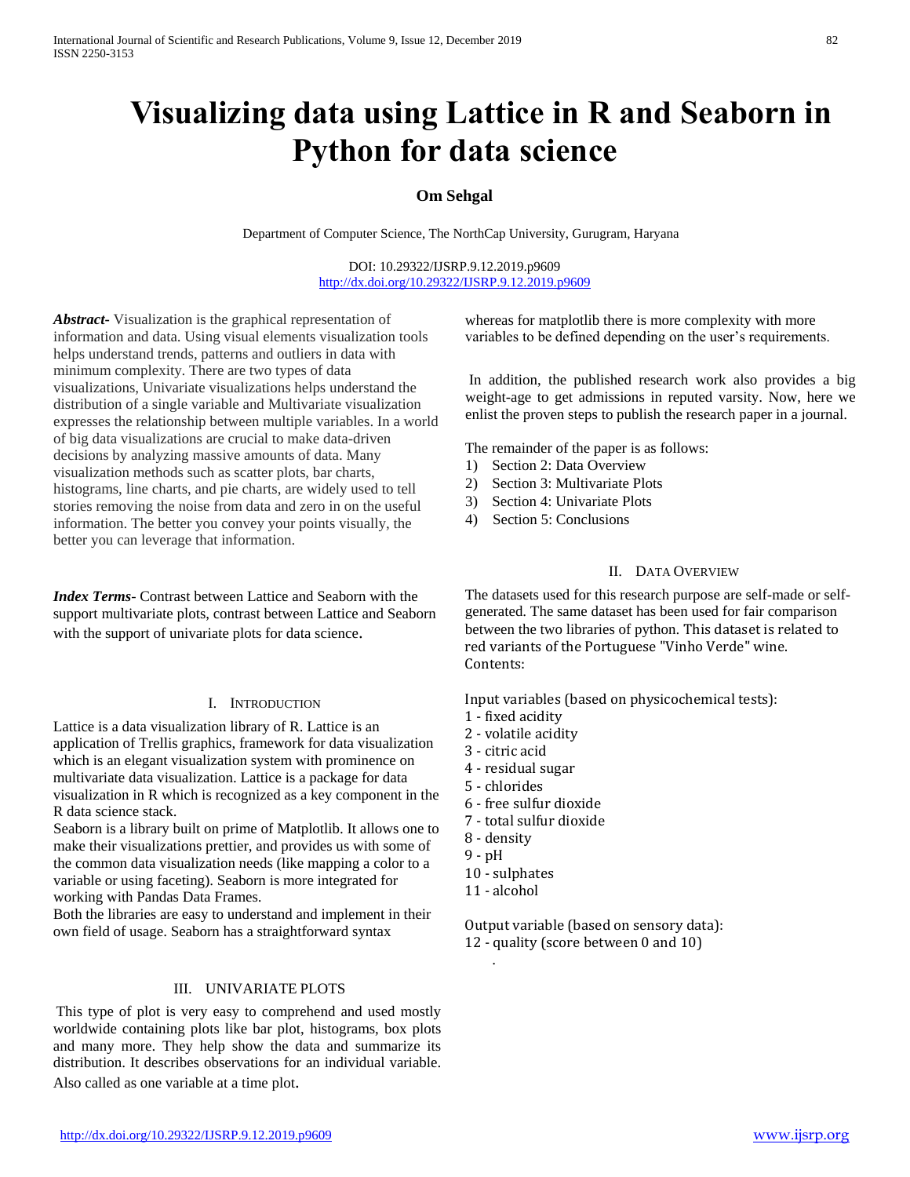# Visualizing data using Lattice in R and Seaborn in Python for data science

**Om Sehgal**

Department of Computer Science, The NorthCap University, Gurugram, Haryana

DOI: 10.29322/IJSRP.9.12.2019.p9609
http://dx.doi.org/10.29322/IJSRP.9.12.2019.p9609

***Abstract-*** Visualization is the graphical representation of information and data. Using visual elements visualization tools helps understand trends, patterns and outliers in data with minimum complexity. There are two types of data visualizations, Univariate visualizations helps understand the distribution of a single variable and Multivariate visualization expresses the relationship between multiple variables. In a world of big data visualizations are crucial to make data-driven decisions by analyzing massive amounts of data. Many visualization methods such as scatter plots, bar charts, histograms, line charts, and pie charts, are widely used to tell stories removing the noise from data and zero in on the useful information. The better you convey your points visually, the better you can leverage that information.

***Index Terms*-** Contrast between Lattice and Seaborn with the support multivariate plots, contrast between Lattice and Seaborn with the support of univariate plots for data science.

## I. Introduction

Lattice is a data visualization library of R. Lattice is an application of Trellis graphics, framework for data visualization which is an elegant visualization system with prominence on multivariate data visualization. Lattice is a package for data visualization in R which is recognized as a key component in the R data science stack.

Seaborn is a library built on prime of Matplotlib. It allows one to make their visualizations prettier, and provides us with some of the common data visualization needs (like mapping a color to a variable or using faceting). Seaborn is more integrated for working with Pandas Data Frames.

Both the libraries are easy to understand and implement in their own field of usage. Seaborn has a straightforward syntax whereas for matplotlib there is more complexity with more variables to be defined depending on the user's requirements.

In addition, the published research work also provides a big weight-age to get admissions in reputed varsity. Now, here we enlist the proven steps to publish the research paper in a journal.

The remainder of the paper is as follows:

1) Section 2: Data Overview
2) Section 3: Multivariate Plots
3) Section 4: Univariate Plots
4) Section 5: Conclusions

## II. Data Overview

The datasets used for this research purpose are self-made or self-generated. The same dataset has been used for fair comparison between the two libraries of python. This dataset is related to red variants of the Portuguese "Vinho Verde" wine.
Contents:

Input variables (based on physicochemical tests):
1 - fixed acidity
2 - volatile acidity
3 - citric acid
4 - residual sugar
5 - chlorides
6 - free sulfur dioxide
7 - total sulfur dioxide
8 - density
9 - pH
10 - sulphates
11 - alcohol

Output variable (based on sensory data):
12 - quality (score between 0 and 10)

## III. Univariate Plots

This type of plot is very easy to comprehend and used mostly worldwide containing plots like bar plot, histograms, box plots and many more. They help show the data and summarize its distribution. It describes observations for an individual variable. Also called as one variable at a time plot.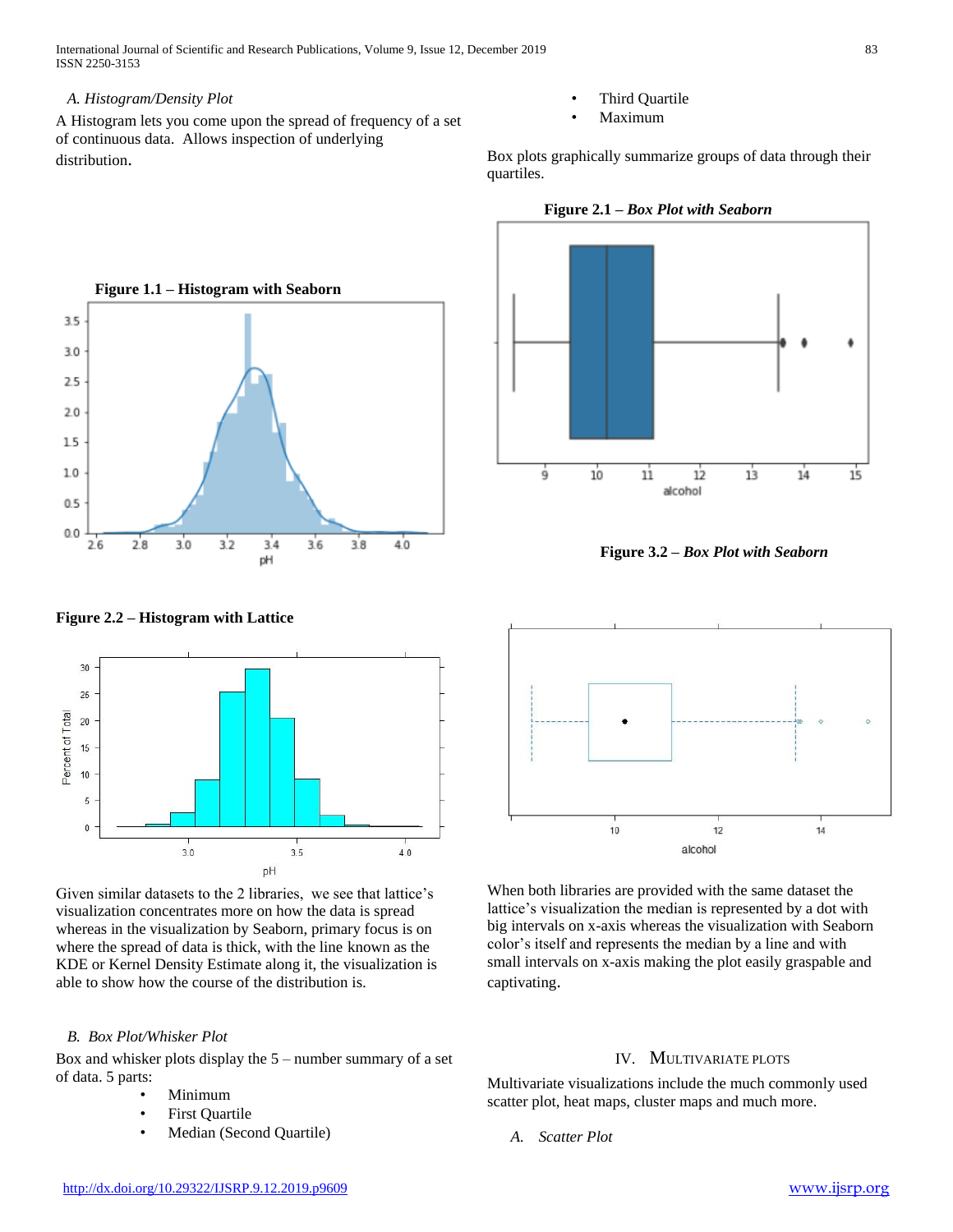### A. Histogram/Density Plot

A Histogram lets you come upon the spread of frequency of a set of continuous data. Allows inspection of underlying distribution.

**Figure 1.1 – Histogram with Seaborn**

**Figure 2.2 – Histogram with Lattice**

Given similar datasets to the 2 libraries, we see that lattice's visualization concentrates more on how the data is spread whereas in the visualization by Seaborn, primary focus is on where the spread of data is thick, with the line known as the KDE or Kernel Density Estimate along it, the visualization is able to show how the course of the distribution is.

### B. Box Plot/Whisker Plot

Box and whisker plots display the 5 – number summary of a set of data. 5 parts:

- Minimum
- First Quartile
- Median (Second Quartile)
- Third Quartile
- Maximum

Box plots graphically summarize groups of data through their quartiles.

**Figure 2.1 – *Box Plot with Seaborn***

**Figure 3.2 – *Box Plot with Seaborn***

When both libraries are provided with the same dataset the lattice's visualization the median is represented by a dot with big intervals on x-axis whereas the visualization with Seaborn color's itself and represents the median by a line and with small intervals on x-axis making the plot easily graspable and captivating.

## IV. Multivariate Plots

Multivariate visualizations include the much commonly used scatter plot, heat maps, cluster maps and much more.

### A. Scatter Plot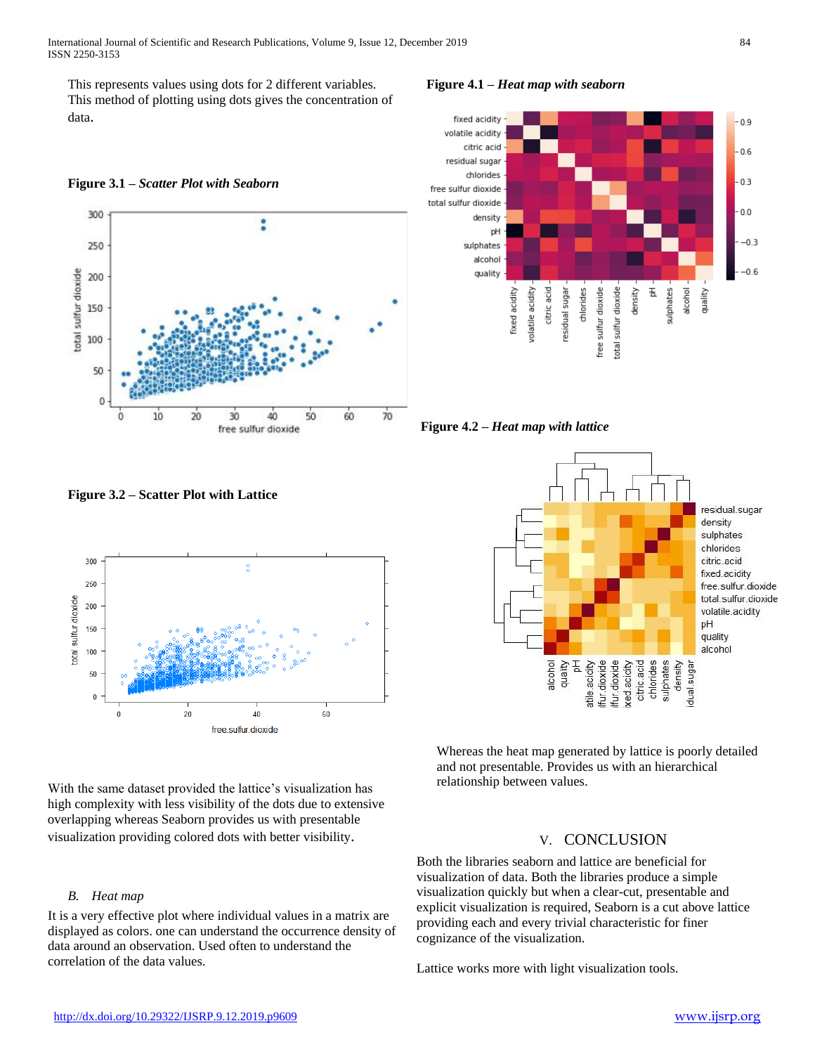This represents values using dots for 2 different variables. This method of plotting using dots gives the concentration of data.

**Figure 3.1 –** ***Scatter Plot with Seaborn***

**Figure 3.2 – Scatter Plot with Lattice**

With the same dataset provided the lattice's visualization has high complexity with less visibility of the dots due to extensive overlapping whereas Seaborn provides us with presentable visualization providing colored dots with better visibility.

### *B. Heat map*

It is a very effective plot where individual values in a matrix are displayed as colors. one can understand the occurrence density of data around an observation. Used often to understand the correlation of the data values.

**Figure 4.1 –** ***Heat map with seaborn***

**Figure 4.2 –** ***Heat map with lattice***

Whereas the heat map generated by lattice is poorly detailed and not presentable. Provides us with an hierarchical relationship between values.

## V. CONCLUSION

Both the libraries seaborn and lattice are beneficial for visualization of data. Both the libraries produce a simple visualization quickly but when a clear-cut, presentable and explicit visualization is required, Seaborn is a cut above lattice providing each and every trivial characteristic for finer cognizance of the visualization.

Lattice works more with light visualization tools.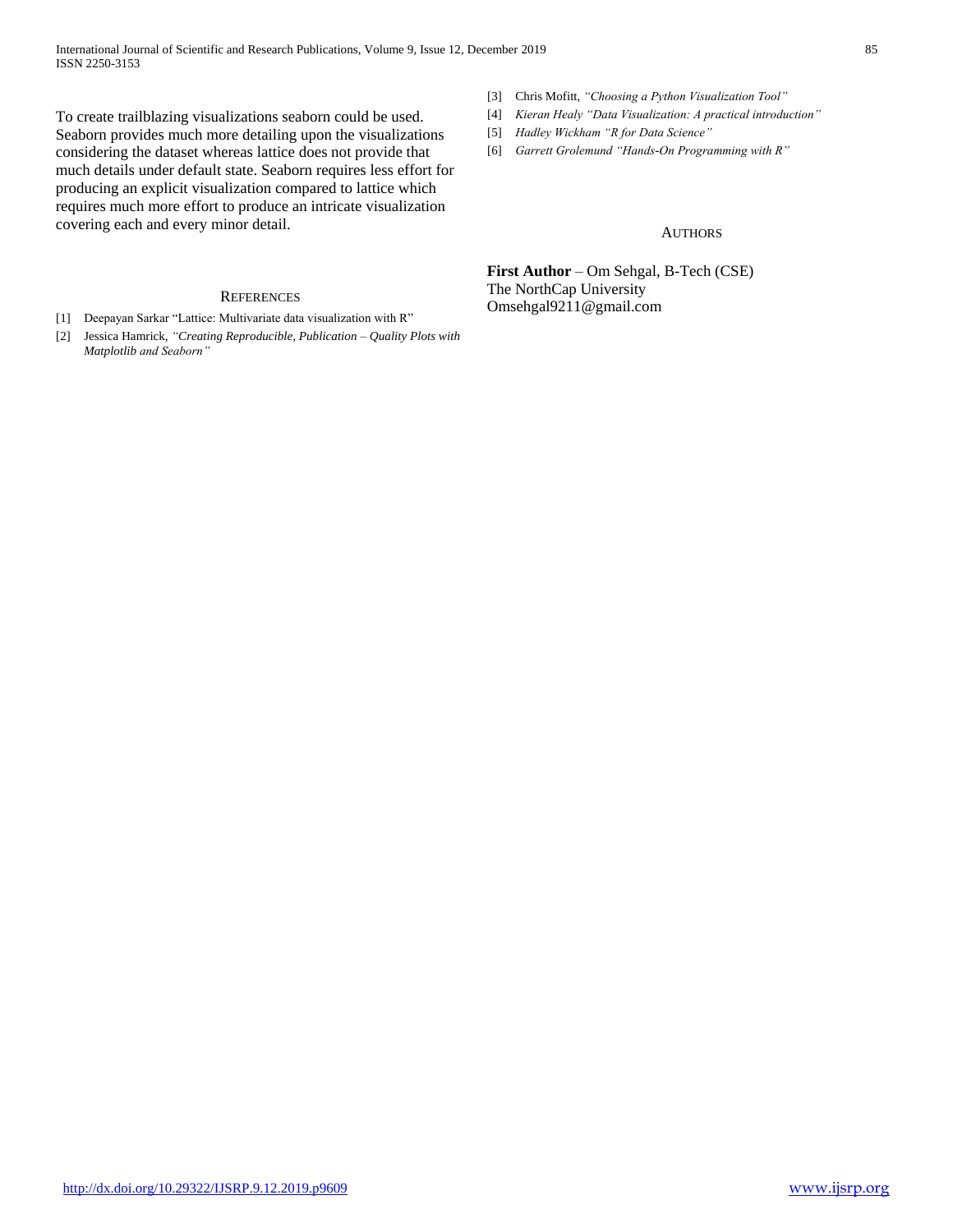To create trailblazing visualizations seaborn could be used. Seaborn provides much more detailing upon the visualizations considering the dataset whereas lattice does not provide that much details under default state. Seaborn requires less effort for producing an explicit visualization compared to lattice which requires much more effort to produce an intricate visualization covering each and every minor detail.

## References

[1] Deepayan Sarkar "Lattice: Multivariate data visualization with R"

[2] Jessica Hamrick, *"Creating Reproducible, Publication – Quality Plots with Matplotlib and Seaborn"*

[3] Chris Mofitt, *"Choosing a Python Visualization Tool"*

[4] *Kieran Healy "Data Visualization: A practical introduction"*

[5] *Hadley Wickham "R for Data Science"*

[6] *Garrett Grolemund "Hands-On Programming with R"*

## Authors

**First Author** – Om Sehgal, B-Tech (CSE)
The NorthCap University
Omsehgal9211@gmail.com